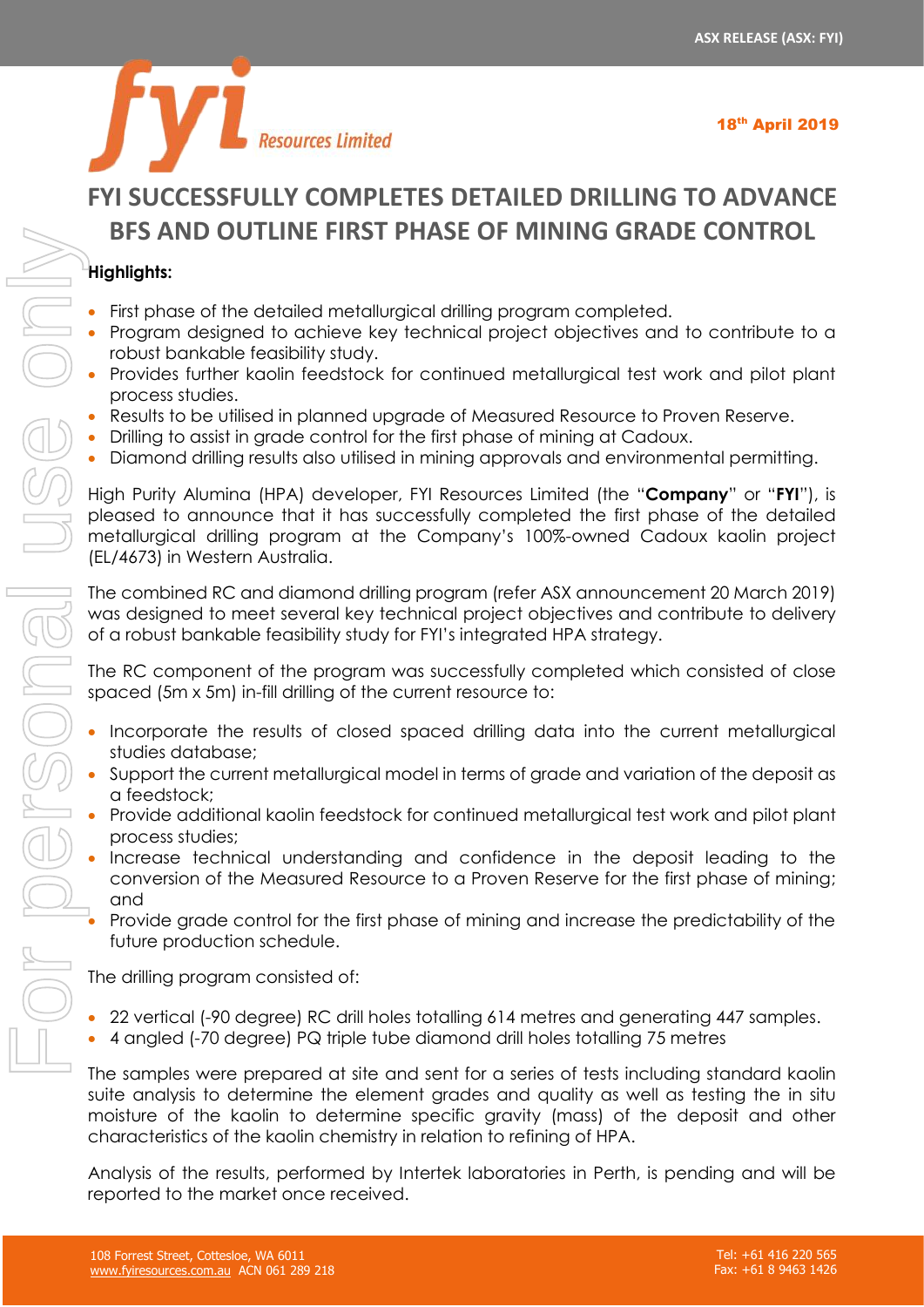ASX RELEASE (ASX: FYI)

18th April 2019

# FYI SUCCESSFULLY COMPLETES DETAILED DRILLING TO ADVANCE BFS AND OUTLINE FIRST PHASE OF MINING GRADE CONTROL

**Highlights:**

- First phase of the detailed metallurgical drilling program completed.
- Program designed to achieve key technical project objectives and to contribute to a robust bankable feasibility study.
- Provides further kaolin feedstock for continued metallurgical test work and pilot plant process studies.
- Results to be utilised in planned upgrade of Measured Resource to Proven Reserve.
- Drilling to assist in grade control for the first phase of mining at Cadoux.
- Diamond drilling results also utilised in mining approvals and environmental permitting.

High Purity Alumina (HPA) developer, FYI Resources Limited (the "**Company**" or "**FYI**"), is pleased to announce that it has successfully completed the first phase of the detailed metallurgical drilling program at the Company's 100%-owned Cadoux kaolin project (EL/4673) in Western Australia.

The combined RC and diamond drilling program (refer ASX announcement 20 March 2019) was designed to meet several key technical project objectives and contribute to delivery of a robust bankable feasibility study for FYI's integrated HPA strategy.

The RC component of the program was successfully completed which consisted of close spaced (5m x 5m) in-fill drilling of the current resource to:

- Incorporate the results of closed spaced drilling data into the current metallurgical studies database;
- Support the current metallurgical model in terms of grade and variation of the deposit as a feedstock;
- Provide additional kaolin feedstock for continued metallurgical test work and pilot plant process studies;
- Increase technical understanding and confidence in the deposit leading to the conversion of the Measured Resource to a Proven Reserve for the first phase of mining; and
- Provide grade control for the first phase of mining and increase the predictability of the future production schedule.

The drilling program consisted of:

- 22 vertical (-90 degree) RC drill holes totalling 614 metres and generating 447 samples.
- 4 angled (-70 degree) PQ triple tube diamond drill holes totalling 75 metres

The samples were prepared at site and sent for a series of tests including standard kaolin suite analysis to determine the element grades and quality as well as testing the in situ moisture of the kaolin to determine specific gravity (mass) of the deposit and other characteristics of the kaolin chemistry in relation to refining of HPA.

Analysis of the results, performed by Intertek laboratories in Perth, is pending and will be reported to the market once received.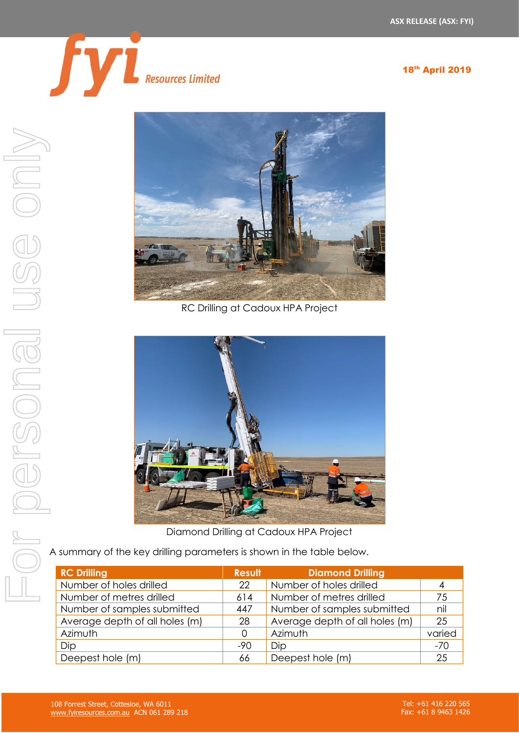RC Drilling at Cadoux HPA Project

Diamond Drilling at Cadoux HPA Project

A summary of the key drilling parameters is shown in the table below.

| RC Drilling | Result | Diamond Drilling | |
|---|---|---|---|
| Number of holes drilled | 22 | Number of holes drilled | 4 |
| Number of metres drilled | 614 | Number of metres drilled | 75 |
| Number of samples submitted | 447 | Number of samples submitted | nil |
| Average depth of all holes (m) | 28 | Average depth of all holes (m) | 25 |
| Azimuth | 0 | Azimuth | varied |
| Dip | -90 | Dip | -70 |
| Deepest hole (m) | 66 | Deepest hole (m) | 25 |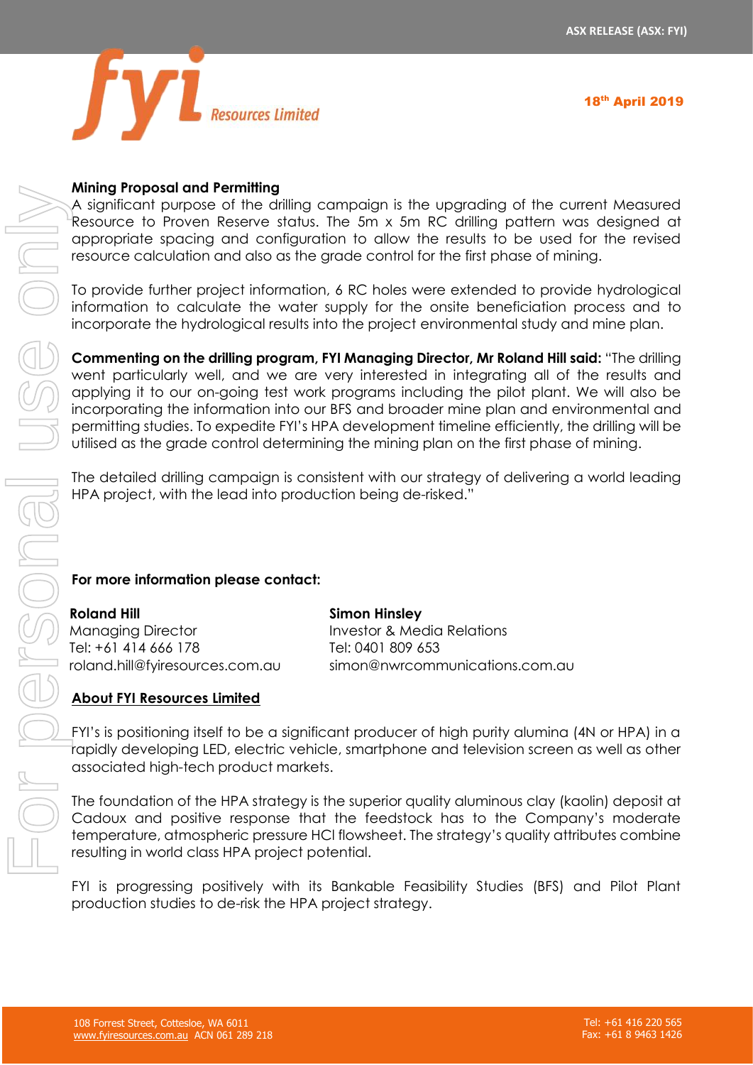**Mining Proposal and Permitting**

A significant purpose of the drilling campaign is the upgrading of the current Measured Resource to Proven Reserve status. The 5m x 5m RC drilling pattern was designed at appropriate spacing and configuration to allow the results to be used for the revised resource calculation and also as the grade control for the first phase of mining.

To provide further project information, 6 RC holes were extended to provide hydrological information to calculate the water supply for the onsite beneficiation process and to incorporate the hydrological results into the project environmental study and mine plan.

**Commenting on the drilling program, FYI Managing Director, Mr Roland Hill said:** "The drilling went particularly well, and we are very interested in integrating all of the results and applying it to our on-going test work programs including the pilot plant. We will also be incorporating the information into our BFS and broader mine plan and environmental and permitting studies. To expedite FYI's HPA development timeline efficiently, the drilling will be utilised as the grade control determining the mining plan on the first phase of mining.

The detailed drilling campaign is consistent with our strategy of delivering a world leading HPA project, with the lead into production being de-risked."

**For more information please contact:**

**Roland Hill**
Managing Director
Tel: +61 414 666 178
roland.hill@fyiresources.com.au

**Simon Hinsley**
Investor & Media Relations
Tel: 0401 809 653
simon@nwrcommunications.com.au

**About FYI Resources Limited**

FYI's is positioning itself to be a significant producer of high purity alumina (4N or HPA) in a rapidly developing LED, electric vehicle, smartphone and television screen as well as other associated high-tech product markets.

The foundation of the HPA strategy is the superior quality aluminous clay (kaolin) deposit at Cadoux and positive response that the feedstock has to the Company's moderate temperature, atmospheric pressure HCl flowsheet. The strategy's quality attributes combine resulting in world class HPA project potential.

FYI is progressing positively with its Bankable Feasibility Studies (BFS) and Pilot Plant production studies to de-risk the HPA project strategy.